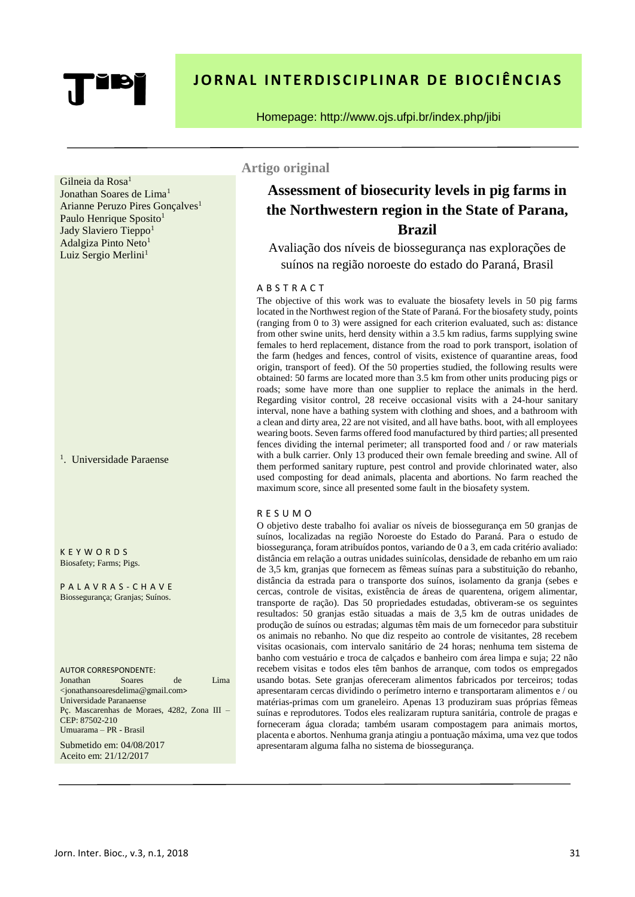# JORNAL INTERDISCIPLINAR DE BIOCIÊNCIAS

Homepage: http://www.ojs.ufpi.br/index.php/jibi

Artigo original

## Assessment of biosecurity levels in pig farms in the Northwestern region in the State of Parana, Brazil

Avaliação dos níveis de biossegurança nas explorações de suínos na região noroeste do estado do Paraná, Brasil

Gilneia da Rosa[1]
Jonathan Soares de Lima[1]
Arianne Peruzo Pires Gonçalves[1]
Paulo Henrique Sposito[1]
Jady Slaviero Tieppo[1]
Adalgiza Pinto Neto[1]
Luiz Sergio Merlini[1]

[1]. Universidade Paraense

### ABSTRACT

The objective of this work was to evaluate the biosafety levels in 50 pig farms located in the Northwest region of the State of Paraná. For the biosafety study, points (ranging from 0 to 3) were assigned for each criterion evaluated, such as: distance from other swine units, herd density within a 3.5 km radius, farms supplying swine females to herd replacement, distance from the road to pork transport, isolation of the farm (hedges and fences, control of visits, existence of quarantine areas, food origin, transport of feed). Of the 50 properties studied, the following results were obtained: 50 farms are located more than 3.5 km from other units producing pigs or roads; some have more than one supplier to replace the animals in the herd. Regarding visitor control, 28 receive occasional visits with a 24-hour sanitary interval, none have a bathing system with clothing and shoes, and a bathroom with a clean and dirty area, 22 are not visited, and all have baths. boot, with all employees wearing boots. Seven farms offered food manufactured by third parties; all presented fences dividing the internal perimeter; all transported food and / or raw materials with a bulk carrier. Only 13 produced their own female breeding and swine. All of them performed sanitary rupture, pest control and provide chlorinated water, also used composting for dead animals, placenta and abortions. No farm reached the maximum score, since all presented some fault in the biosafety system.

### RESUMO

O objetivo deste trabalho foi avaliar os níveis de biossegurança em 50 granjas de suínos, localizadas na região Noroeste do Estado do Paraná. Para o estudo de biossegurança, foram atribuídos pontos, variando de 0 a 3, em cada critério avaliado: distância em relação a outras unidades suinícolas, densidade de rebanho em um raio de 3,5 km, granjas que fornecem as fêmeas suínas para a substituição do rebanho, distância da estrada para o transporte dos suínos, isolamento da granja (sebes e cercas, controle de visitas, existência de áreas de quarentena, origem alimentar, transporte de ração). Das 50 propriedades estudadas, obtiveram-se os seguintes resultados: 50 granjas estão situadas a mais de 3,5 km de outras unidades de produção de suínos ou estradas; algumas têm mais de um fornecedor para substituir os animais no rebanho. No que diz respeito ao controle de visitantes, 28 recebem visitas ocasionais, com intervalo sanitário de 24 horas; nenhuma tem sistema de banho com vestuário e troca de calçados e banheiro com área limpa e suja; 22 não recebem visitas e todos eles têm banhos de arranque, com todos os empregados usando botas. Sete granjas ofereceram alimentos fabricados por terceiros; todas apresentaram cercas dividindo o perímetro interno e transportaram alimentos e / ou matérias-primas com um graneleiro. Apenas 13 produziram suas próprias fêmeas suínas e reprodutores. Todos eles realizaram ruptura sanitária, controle de pragas e forneceram água clorada; também usaram compostagem para animais mortos, placenta e abortos. Nenhuma granja atingiu a pontuação máxima, uma vez que todos apresentaram alguma falha no sistema de biossegurança.

KEYWORDS
Biosafety; Farms; Pigs.

PALAVRAS-CHAVE
Biossegurança; Granjas; Suínos.

AUTOR CORRESPONDENTE:
Jonathan Soares de Lima <jonathansoaresdelima@gmail.com>
Universidade Paranaense
Pç. Mascarenhas de Moraes, 4282, Zona III – CEP: 87502-210
Umuarama – PR - Brasil

Submetido em: 04/08/2017
Aceito em: 21/12/2017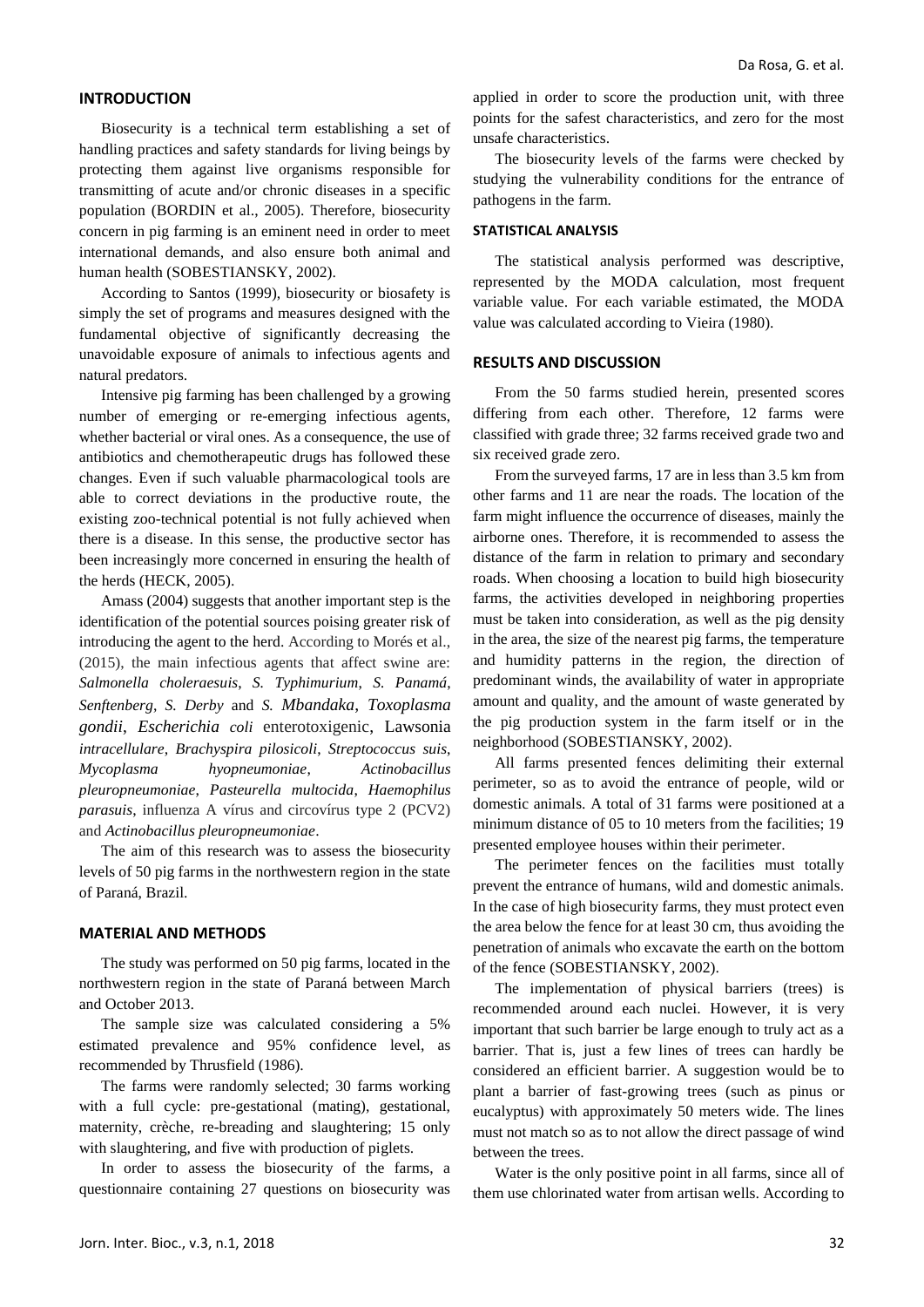## INTRODUCTION

Biosecurity is a technical term establishing a set of handling practices and safety standards for living beings by protecting them against live organisms responsible for transmitting of acute and/or chronic diseases in a specific population (BORDIN et al., 2005). Therefore, biosecurity concern in pig farming is an eminent need in order to meet international demands, and also ensure both animal and human health (SOBESTIANSKY, 2002).

According to Santos (1999), biosecurity or biosafety is simply the set of programs and measures designed with the fundamental objective of significantly decreasing the unavoidable exposure of animals to infectious agents and natural predators.

Intensive pig farming has been challenged by a growing number of emerging or re-emerging infectious agents, whether bacterial or viral ones. As a consequence, the use of antibiotics and chemotherapeutic drugs has followed these changes. Even if such valuable pharmacological tools are able to correct deviations in the productive route, the existing zoo-technical potential is not fully achieved when there is a disease. In this sense, the productive sector has been increasingly more concerned in ensuring the health of the herds (HECK, 2005).

Amass (2004) suggests that another important step is the identification of the potential sources poising greater risk of introducing the agent to the herd. According to Morés et al., (2015), the main infectious agents that affect swine are: *Salmonella choleraesuis*, *S. Typhimurium*, *S. Panamá*, *Senftenberg*, *S. Derby* and *S. Mbandaka*, *Toxoplasma gondii*, *Escherichia coli* enterotoxigenic, *Lawsonia intracellulare*, *Brachyspira pilosicoli*, *Streptococcus suis*, *Mycoplasma hyopneumoniae*, *Actinobacillus pleuropneumoniae*, *Pasteurella multocida*, *Haemophilus parasuis*, influenza A vírus and circovírus type 2 (PCV2) and *Actinobacillus pleuropneumoniae*.

The aim of this research was to assess the biosecurity levels of 50 pig farms in the northwestern region in the state of Paraná, Brazil.

## MATERIAL AND METHODS

The study was performed on 50 pig farms, located in the northwestern region in the state of Paraná between March and October 2013.

The sample size was calculated considering a 5% estimated prevalence and 95% confidence level, as recommended by Thrusfield (1986).

The farms were randomly selected; 30 farms working with a full cycle: pre-gestational (mating), gestational, maternity, crèche, re-breading and slaughtering; 15 only with slaughtering, and five with production of piglets.

In order to assess the biosecurity of the farms, a questionnaire containing 27 questions on biosecurity was applied in order to score the production unit, with three points for the safest characteristics, and zero for the most unsafe characteristics.

The biosecurity levels of the farms were checked by studying the vulnerability conditions for the entrance of pathogens in the farm.

### STATISTICAL ANALYSIS

The statistical analysis performed was descriptive, represented by the MODA calculation, most frequent variable value. For each variable estimated, the MODA value was calculated according to Vieira (1980).

## RESULTS AND DISCUSSION

From the 50 farms studied herein, presented scores differing from each other. Therefore, 12 farms were classified with grade three; 32 farms received grade two and six received grade zero.

From the surveyed farms, 17 are in less than 3.5 km from other farms and 11 are near the roads. The location of the farm might influence the occurrence of diseases, mainly the airborne ones. Therefore, it is recommended to assess the distance of the farm in relation to primary and secondary roads. When choosing a location to build high biosecurity farms, the activities developed in neighboring properties must be taken into consideration, as well as the pig density in the area, the size of the nearest pig farms, the temperature and humidity patterns in the region, the direction of predominant winds, the availability of water in appropriate amount and quality, and the amount of waste generated by the pig production system in the farm itself or in the neighborhood (SOBESTIANSKY, 2002).

All farms presented fences delimiting their external perimeter, so as to avoid the entrance of people, wild or domestic animals. A total of 31 farms were positioned at a minimum distance of 05 to 10 meters from the facilities; 19 presented employee houses within their perimeter.

The perimeter fences on the facilities must totally prevent the entrance of humans, wild and domestic animals. In the case of high biosecurity farms, they must protect even the area below the fence for at least 30 cm, thus avoiding the penetration of animals who excavate the earth on the bottom of the fence (SOBESTIANSKY, 2002).

The implementation of physical barriers (trees) is recommended around each nuclei. However, it is very important that such barrier be large enough to truly act as a barrier. That is, just a few lines of trees can hardly be considered an efficient barrier. A suggestion would be to plant a barrier of fast-growing trees (such as pinus or eucalyptus) with approximately 50 meters wide. The lines must not match so as to not allow the direct passage of wind between the trees.

Water is the only positive point in all farms, since all of them use chlorinated water from artisan wells. According to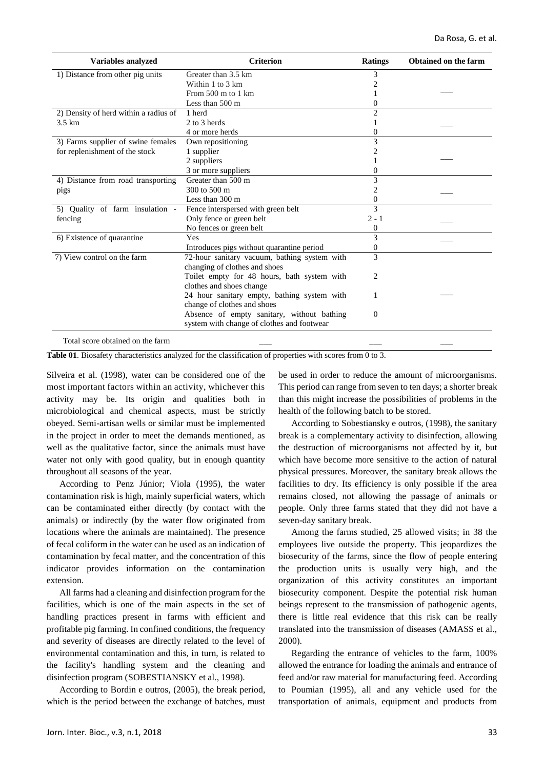| Variables analyzed | Criterion | Ratings | Obtained on the farm |
|---|---|---|---|
| 1) Distance from other pig units | Greater than 3.5 km | 3 | |
| | Within 1 to 3 km | 2 | ___ |
| | From 500 m to 1 km | 1 | |
| | Less than 500 m | 0 | |
| 2) Density of herd within a radius of 3.5 km | 1 herd | 2 | |
| | 2 to 3 herds | 1 | ___ |
| | 4 or more herds | 0 | |
| 3) Farms supplier of swine females for replenishment of the stock | Own repositioning | 3 | |
| | 1 supplier | 2 | ___ |
| | 2 suppliers | 1 | |
| | 3 or more suppliers | 0 | |
| 4) Distance from road transporting pigs | Greater than 500 m | 3 | |
| | 300 to 500 m | 2 | ___ |
| | Less than 300 m | 0 | |
| 5) Quality of farm insulation - fencing | Fence interspersed with green belt | 3 | |
| | Only fence or green belt | 2 - 1 | ___ |
| | No fences or green belt | 0 | |
| 6) Existence of quarantine | Yes | 3 | ___ |
| | Introduces pigs without quarantine period | 0 | |
| 7) View control on the farm | 72-hour sanitary vacuum, bathing system with changing of clothes and shoes | 3 | |
| | Toilet empty for 48 hours, bath system with clothes and shoes change | 2 | ___ |
| | 24 hour sanitary empty, bathing system with change of clothes and shoes | 1 | |
| | Absence of empty sanitary, without bathing system with change of clothes and footwear | 0 | |
| Total score obtained on the farm | ___ | ___ | ___ |

**Table 01**. Biosafety characteristics analyzed for the classification of properties with scores from 0 to 3.

Silveira et al. (1998), water can be considered one of the most important factors within an activity, whichever this activity may be. Its origin and qualities both in microbiological and chemical aspects, must be strictly obeyed. Semi-artisan wells or similar must be implemented in the project in order to meet the demands mentioned, as well as the qualitative factor, since the animals must have water not only with good quality, but in enough quantity throughout all seasons of the year.

According to Penz Júnior; Viola (1995), the water contamination risk is high, mainly superficial waters, which can be contaminated either directly (by contact with the animals) or indirectly (by the water flow originated from locations where the animals are maintained). The presence of fecal coliform in the water can be used as an indication of contamination by fecal matter, and the concentration of this indicator provides information on the contamination extension.

All farms had a cleaning and disinfection program for the facilities, which is one of the main aspects in the set of handling practices present in farms with efficient and profitable pig farming. In confined conditions, the frequency and severity of diseases are directly related to the level of environmental contamination and this, in turn, is related to the facility's handling system and the cleaning and disinfection program (SOBESTIANSKY et al., 1998).

According to Bordin e outros, (2005), the break period, which is the period between the exchange of batches, must be used in order to reduce the amount of microorganisms. This period can range from seven to ten days; a shorter break than this might increase the possibilities of problems in the health of the following batch to be stored.

According to Sobestiansky e outros, (1998), the sanitary break is a complementary activity to disinfection, allowing the destruction of microorganisms not affected by it, but which have become more sensitive to the action of natural physical pressures. Moreover, the sanitary break allows the facilities to dry. Its efficiency is only possible if the area remains closed, not allowing the passage of animals or people. Only three farms stated that they did not have a seven-day sanitary break.

Among the farms studied, 25 allowed visits; in 38 the employees live outside the property. This jeopardizes the biosecurity of the farms, since the flow of people entering the production units is usually very high, and the organization of this activity constitutes an important biosecurity component. Despite the potential risk human beings represent to the transmission of pathogenic agents, there is little real evidence that this risk can be really translated into the transmission of diseases (AMASS et al., 2000).

Regarding the entrance of vehicles to the farm, 100% allowed the entrance for loading the animals and entrance of feed and/or raw material for manufacturing feed. According to Poumian (1995), all and any vehicle used for the transportation of animals, equipment and products from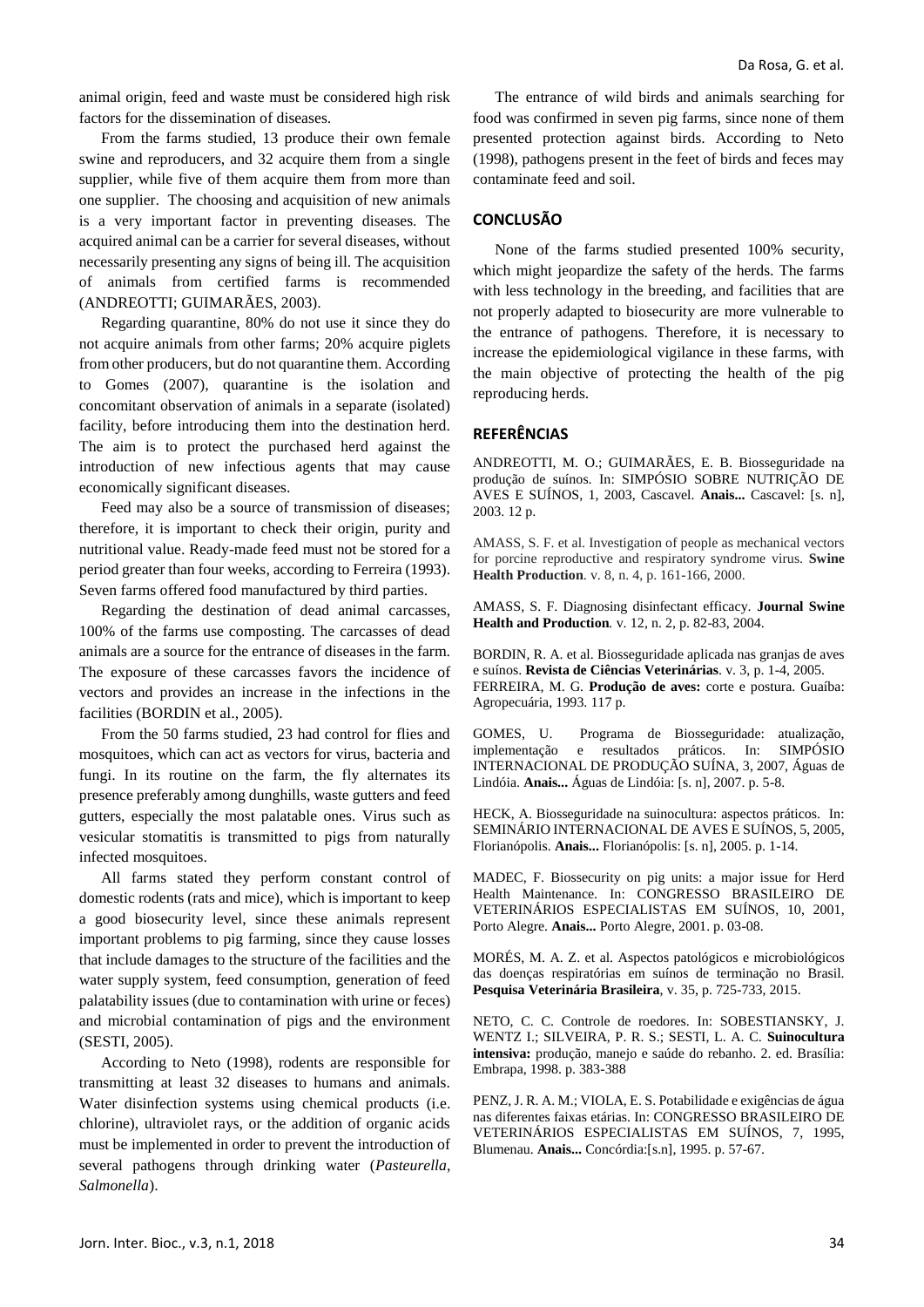animal origin, feed and waste must be considered high risk factors for the dissemination of diseases.

From the farms studied, 13 produce their own female swine and reproducers, and 32 acquire them from a single supplier, while five of them acquire them from more than one supplier. The choosing and acquisition of new animals is a very important factor in preventing diseases. The acquired animal can be a carrier for several diseases, without necessarily presenting any signs of being ill. The acquisition of animals from certified farms is recommended (ANDREOTTI; GUIMARÃES, 2003).

Regarding quarantine, 80% do not use it since they do not acquire animals from other farms; 20% acquire piglets from other producers, but do not quarantine them. According to Gomes (2007), quarantine is the isolation and concomitant observation of animals in a separate (isolated) facility, before introducing them into the destination herd. The aim is to protect the purchased herd against the introduction of new infectious agents that may cause economically significant diseases.

Feed may also be a source of transmission of diseases; therefore, it is important to check their origin, purity and nutritional value. Ready-made feed must not be stored for a period greater than four weeks, according to Ferreira (1993). Seven farms offered food manufactured by third parties.

Regarding the destination of dead animal carcasses, 100% of the farms use composting. The carcasses of dead animals are a source for the entrance of diseases in the farm. The exposure of these carcasses favors the incidence of vectors and provides an increase in the infections in the facilities (BORDIN et al., 2005).

From the 50 farms studied, 23 had control for flies and mosquitoes, which can act as vectors for virus, bacteria and fungi. In its routine on the farm, the fly alternates its presence preferably among dunghills, waste gutters and feed gutters, especially the most palatable ones. Virus such as vesicular stomatitis is transmitted to pigs from naturally infected mosquitoes.

All farms stated they perform constant control of domestic rodents (rats and mice), which is important to keep a good biosecurity level, since these animals represent important problems to pig farming, since they cause losses that include damages to the structure of the facilities and the water supply system, feed consumption, generation of feed palatability issues (due to contamination with urine or feces) and microbial contamination of pigs and the environment (SESTI, 2005).

According to Neto (1998), rodents are responsible for transmitting at least 32 diseases to humans and animals. Water disinfection systems using chemical products (i.e. chlorine), ultraviolet rays, or the addition of organic acids must be implemented in order to prevent the introduction of several pathogens through drinking water (*Pasteurella*, *Salmonella*).

The entrance of wild birds and animals searching for food was confirmed in seven pig farms, since none of them presented protection against birds. According to Neto (1998), pathogens present in the feet of birds and feces may contaminate feed and soil.

## CONCLUSÃO

None of the farms studied presented 100% security, which might jeopardize the safety of the herds. The farms with less technology in the breeding, and facilities that are not properly adapted to biosecurity are more vulnerable to the entrance of pathogens. Therefore, it is necessary to increase the epidemiological vigilance in these farms, with the main objective of protecting the health of the pig reproducing herds.

## REFERÊNCIAS

ANDREOTTI, M. O.; GUIMARÃES, E. B. Biosseguridade na produção de suínos. In: SIMPÓSIO SOBRE NUTRIÇÃO DE AVES E SUÍNOS, 1, 2003, Cascavel. **Anais...** Cascavel: [s. n], 2003. 12 p.

AMASS, S. F. et al. Investigation of people as mechanical vectors for porcine reproductive and respiratory syndrome virus. **Swine Health Production**. v. 8, n. 4, p. 161-166, 2000.

AMASS, S. F. Diagnosing disinfectant efficacy. **Journal Swine Health and Production**. v. 12, n. 2, p. 82-83, 2004.

BORDIN, R. A. et al. Biosseguridade aplicada nas granjas de aves e suínos. **Revista de Ciências Veterinárias**. v. 3, p. 1-4, 2005.

FERREIRA, M. G. **Produção de aves:** corte e postura. Guaíba: Agropecuária, 1993. 117 p.

GOMES, U. Programa de Biosseguridade: atualização, implementação e resultados práticos. In: SIMPÓSIO INTERNACIONAL DE PRODUÇÃO SUÍNA, 3, 2007, Águas de Lindóia. **Anais...** Águas de Lindóia: [s. n], 2007. p. 5-8.

HECK, A. Biosseguridade na suinocultura: aspectos práticos. In: SEMINÁRIO INTERNACIONAL DE AVES E SUÍNOS, 5, 2005, Florianópolis. **Anais...** Florianópolis: [s. n], 2005. p. 1-14.

MADEC, F. Biossecurity on pig units: a major issue for Herd Health Maintenance. In: CONGRESSO BRASILEIRO DE VETERINÁRIOS ESPECIALISTAS EM SUÍNOS, 10, 2001, Porto Alegre. **Anais...** Porto Alegre, 2001. p. 03-08.

MORÉS, M. A. Z. et al. Aspectos patológicos e microbiológicos das doenças respiratórias em suínos de terminação no Brasil. **Pesquisa Veterinária Brasileira**, v. 35, p. 725-733, 2015.

NETO, C. C. Controle de roedores. In: SOBESTIANSKY, J. WENTZ I.; SILVEIRA, P. R. S.; SESTI, L. A. C. **Suinocultura intensiva:** produção, manejo e saúde do rebanho. 2. ed. Brasília: Embrapa, 1998. p. 383-388

PENZ, J. R. A. M.; VIOLA, E. S. Potabilidade e exigências de água nas diferentes faixas etárias. In: CONGRESSO BRASILEIRO DE VETERINÁRIOS ESPECIALISTAS EM SUÍNOS, 7, 1995, Blumenau. **Anais...** Concórdia:[s.n], 1995. p. 57-67.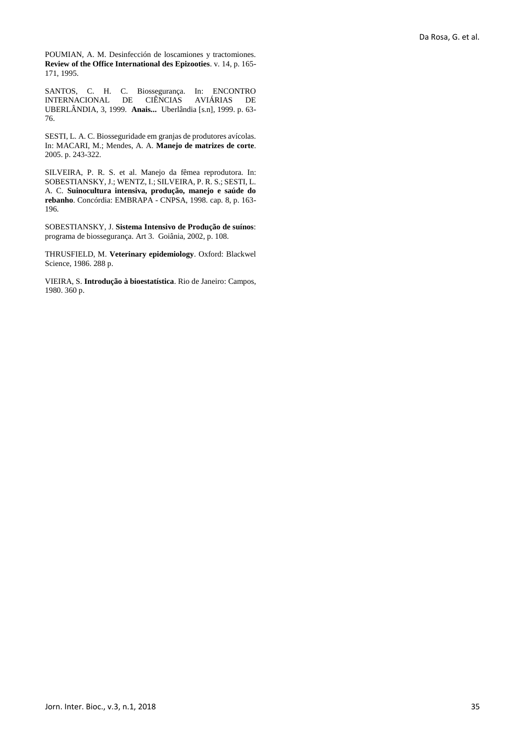POUMIAN, A. M. Desinfección de loscamiones y tractomiones. **Review of the Office International des Epizooties**. v. 14, p. 165-171, 1995.

SANTOS, C. H. C. Biossegurança. In: ENCONTRO INTERNACIONAL DE CIÊNCIAS AVIÁRIAS DE UBERLÂNDIA, 3, 1999. **Anais...** Uberlândia [s.n], 1999. p. 63-76.

SESTI, L. A. C. Biosseguridade em granjas de produtores avícolas. In: MACARI, M.; Mendes, A. A. **Manejo de matrizes de corte**. 2005. p. 243-322.

SILVEIRA, P. R. S. et al. Manejo da fêmea reprodutora. In: SOBESTIANSKY, J.; WENTZ, I.; SILVEIRA, P. R. S.; SESTI, L. A. C. **Suinocultura intensiva, produção, manejo e saúde do rebanho**. Concórdia: EMBRAPA - CNPSA, 1998. cap. 8, p. 163-196.

SOBESTIANSKY, J. **Sistema Intensivo de Produção de suínos**: programa de biossegurança. Art 3. Goiânia, 2002, p. 108.

THRUSFIELD, M. **Veterinary epidemiology**. Oxford: Blackwel Science, 1986. 288 p.

VIEIRA, S. **Introdução à bioestatística**. Rio de Janeiro: Campos, 1980. 360 p.